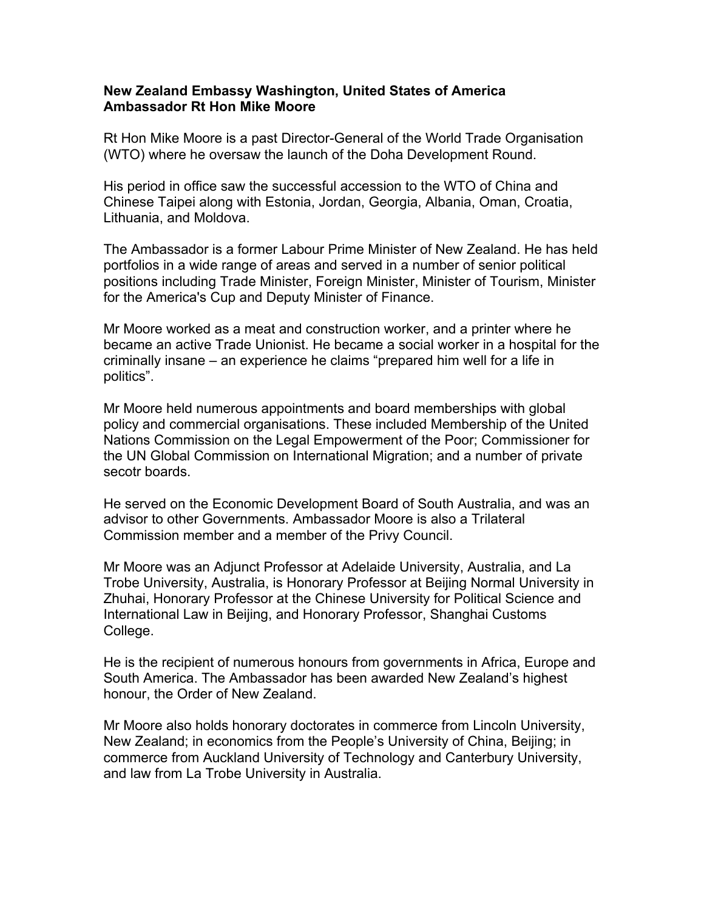**New Zealand Embassy Washington, United States of America**
**Ambassador Rt Hon Mike Moore**

Rt Hon Mike Moore is a past Director-General of the World Trade Organisation (WTO) where he oversaw the launch of the Doha Development Round.

His period in office saw the successful accession to the WTO of China and Chinese Taipei along with Estonia, Jordan, Georgia, Albania, Oman, Croatia, Lithuania, and Moldova.

The Ambassador is a former Labour Prime Minister of New Zealand. He has held portfolios in a wide range of areas and served in a number of senior political positions including Trade Minister, Foreign Minister, Minister of Tourism, Minister for the America's Cup and Deputy Minister of Finance.

Mr Moore worked as a meat and construction worker, and a printer where he became an active Trade Unionist. He became a social worker in a hospital for the criminally insane – an experience he claims "prepared him well for a life in politics".

Mr Moore held numerous appointments and board memberships with global policy and commercial organisations. These included Membership of the United Nations Commission on the Legal Empowerment of the Poor; Commissioner for the UN Global Commission on International Migration; and a number of private secotr boards.

He served on the Economic Development Board of South Australia, and was an advisor to other Governments. Ambassador Moore is also a Trilateral Commission member and a member of the Privy Council.

Mr Moore was an Adjunct Professor at Adelaide University, Australia, and La Trobe University, Australia, is Honorary Professor at Beijing Normal University in Zhuhai, Honorary Professor at the Chinese University for Political Science and International Law in Beijing, and Honorary Professor, Shanghai Customs College.

He is the recipient of numerous honours from governments in Africa, Europe and South America. The Ambassador has been awarded New Zealand's highest honour, the Order of New Zealand.

Mr Moore also holds honorary doctorates in commerce from Lincoln University, New Zealand; in economics from the People's University of China, Beijing; in commerce from Auckland University of Technology and Canterbury University, and law from La Trobe University in Australia.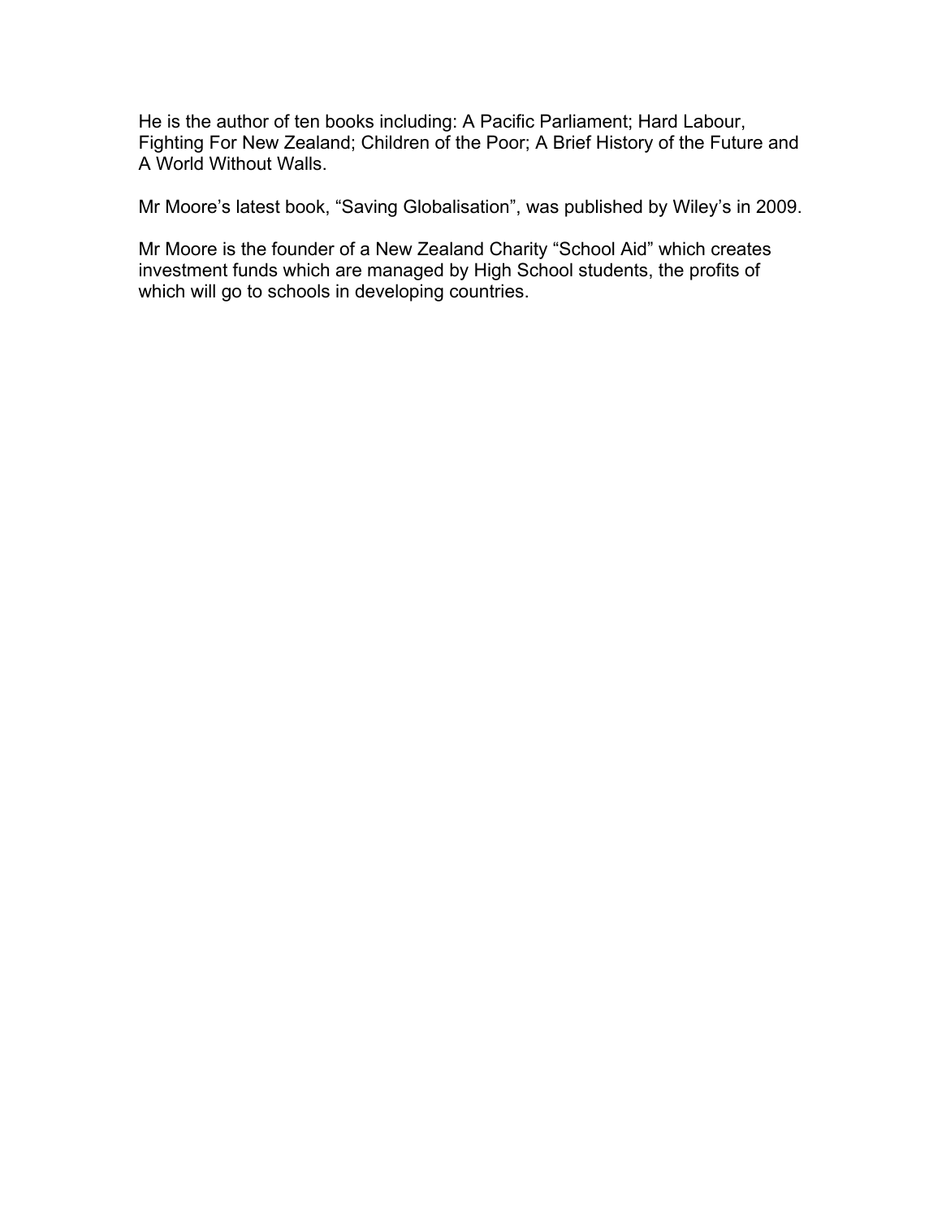He is the author of ten books including: A Pacific Parliament; Hard Labour, Fighting For New Zealand; Children of the Poor; A Brief History of the Future and A World Without Walls.

Mr Moore's latest book, "Saving Globalisation", was published by Wiley's in 2009.

Mr Moore is the founder of a New Zealand Charity "School Aid" which creates investment funds which are managed by High School students, the profits of which will go to schools in developing countries.